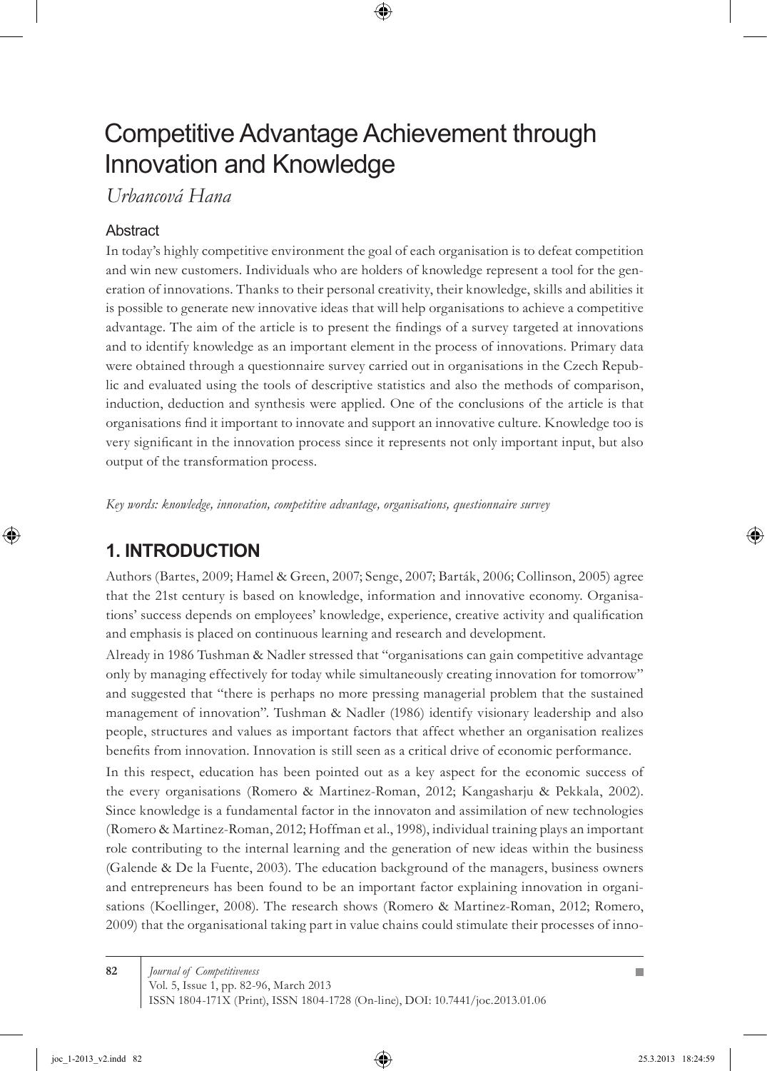# Competitive Advantage Achievement through Innovation and Knowledge

*Urbancová Hana*

## Abstract

In today's highly competitive environment the goal of each organisation is to defeat competition and win new customers. Individuals who are holders of knowledge represent a tool for the generation of innovations. Thanks to their personal creativity, their knowledge, skills and abilities it is possible to generate new innovative ideas that will help organisations to achieve a competitive advantage. The aim of the article is to present the findings of a survey targeted at innovations and to identify knowledge as an important element in the process of innovations. Primary data were obtained through a questionnaire survey carried out in organisations in the Czech Republic and evaluated using the tools of descriptive statistics and also the methods of comparison, induction, deduction and synthesis were applied. One of the conclusions of the article is that organisations find it important to innovate and support an innovative culture. Knowledge too is very significant in the innovation process since it represents not only important input, but also output of the transformation process.

*Key words: knowledge, innovation, competitive advantage, organisations, questionnaire survey*

## 1. INTRODUCTION

Authors (Bartes, 2009; Hamel & Green, 2007; Senge, 2007; Barták, 2006; Collinson, 2005) agree that the 21st century is based on knowledge, information and innovative economy. Organisations' success depends on employees' knowledge, experience, creative activity and qualification and emphasis is placed on continuous learning and research and development.

Already in 1986 Tushman & Nadler stressed that "organisations can gain competitive advantage only by managing effectively for today while simultaneously creating innovation for tomorrow" and suggested that "there is perhaps no more pressing managerial problem that the sustained management of innovation". Tushman & Nadler (1986) identify visionary leadership and also people, structures and values as important factors that affect whether an organisation realizes benefits from innovation. Innovation is still seen as a critical drive of economic performance.

In this respect, education has been pointed out as a key aspect for the economic success of the every organisations (Romero & Martinez-Roman, 2012; Kangasharju & Pekkala, 2002). Since knowledge is a fundamental factor in the innovaton and assimilation of new technologies (Romero & Martinez-Roman, 2012; Hoffman et al., 1998), individual training plays an important role contributing to the internal learning and the generation of new ideas within the business (Galende & De la Fuente, 2003). The education background of the managers, business owners and entrepreneurs has been found to be an important factor explaining innovation in organisations (Koellinger, 2008). The research shows (Romero & Martinez-Roman, 2012; Romero, 2009) that the organisational taking part in value chains could stimulate their processes of inno-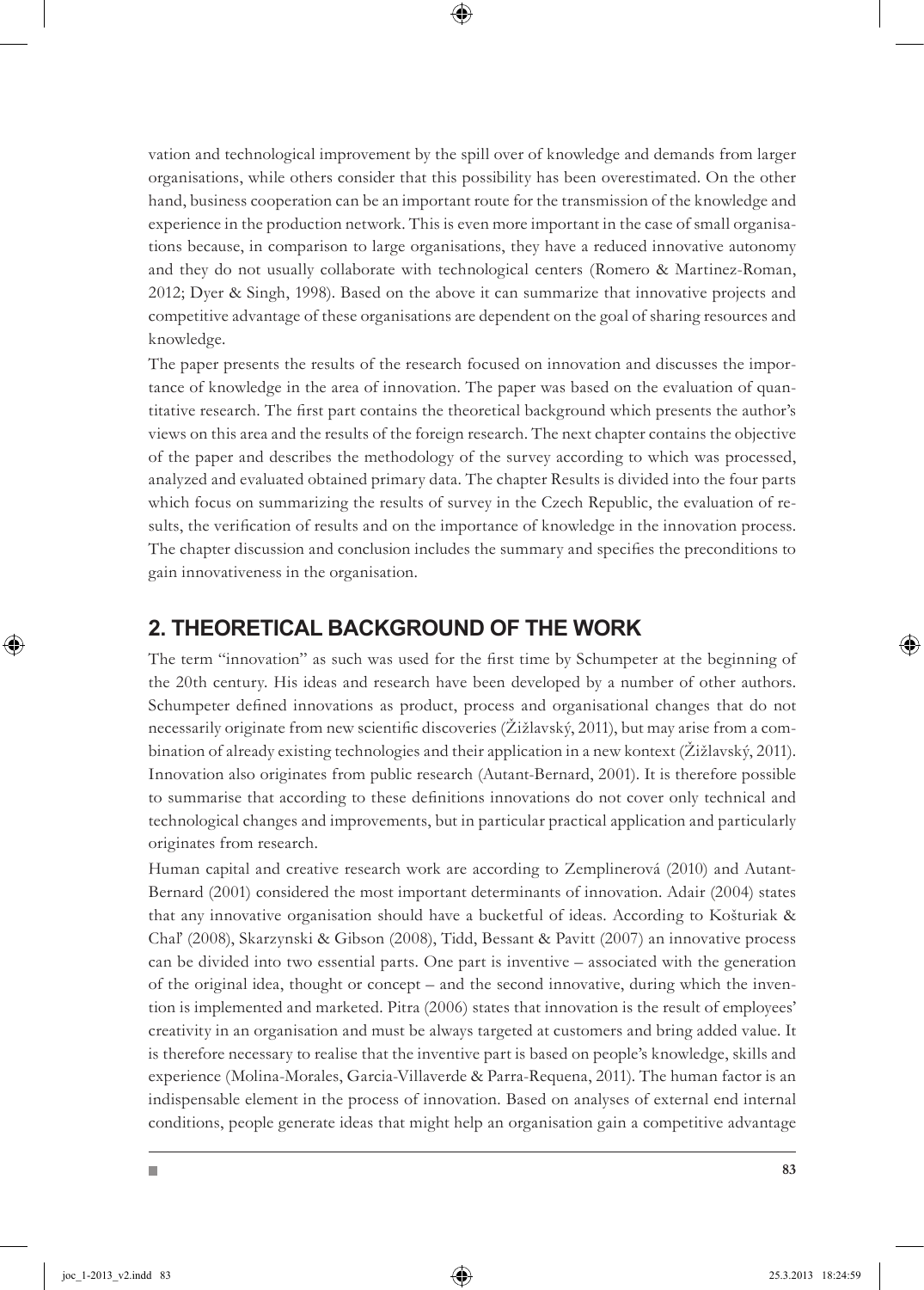vation and technological improvement by the spill over of knowledge and demands from larger organisations, while others consider that this possibility has been overestimated. On the other hand, business cooperation can be an important route for the transmission of the knowledge and experience in the production network. This is even more important in the case of small organisations because, in comparison to large organisations, they have a reduced innovative autonomy and they do not usually collaborate with technological centers (Romero & Martinez-Roman, 2012; Dyer & Singh, 1998). Based on the above it can summarize that innovative projects and competitive advantage of these organisations are dependent on the goal of sharing resources and knowledge.

The paper presents the results of the research focused on innovation and discusses the importance of knowledge in the area of innovation. The paper was based on the evaluation of quantitative research. The first part contains the theoretical background which presents the author's views on this area and the results of the foreign research. The next chapter contains the objective of the paper and describes the methodology of the survey according to which was processed, analyzed and evaluated obtained primary data. The chapter Results is divided into the four parts which focus on summarizing the results of survey in the Czech Republic, the evaluation of results, the verification of results and on the importance of knowledge in the innovation process. The chapter discussion and conclusion includes the summary and specifies the preconditions to gain innovativeness in the organisation.

## 2. THEORETICAL BACKGROUND OF THE WORK

The term "innovation" as such was used for the first time by Schumpeter at the beginning of the 20th century. His ideas and research have been developed by a number of other authors. Schumpeter defined innovations as product, process and organisational changes that do not necessarily originate from new scientific discoveries (Žižlavský, 2011), but may arise from a combination of already existing technologies and their application in a new kontext (Žižlavský, 2011). Innovation also originates from public research (Autant-Bernard, 2001). It is therefore possible to summarise that according to these definitions innovations do not cover only technical and technological changes and improvements, but in particular practical application and particularly originates from research.

Human capital and creative research work are according to Zemplinerová (2010) and Autant-Bernard (2001) considered the most important determinants of innovation. Adair (2004) states that any innovative organisation should have a bucketful of ideas. According to Košturiak & Chal' (2008), Skarzynski & Gibson (2008), Tidd, Bessant & Pavitt (2007) an innovative process can be divided into two essential parts. One part is inventive – associated with the generation of the original idea, thought or concept – and the second innovative, during which the invention is implemented and marketed. Pitra (2006) states that innovation is the result of employees' creativity in an organisation and must be always targeted at customers and bring added value. It is therefore necessary to realise that the inventive part is based on people's knowledge, skills and experience (Molina-Morales, Garcia-Villaverde & Parra-Requena, 2011). The human factor is an indispensable element in the process of innovation. Based on analyses of external end internal conditions, people generate ideas that might help an organisation gain a competitive advantage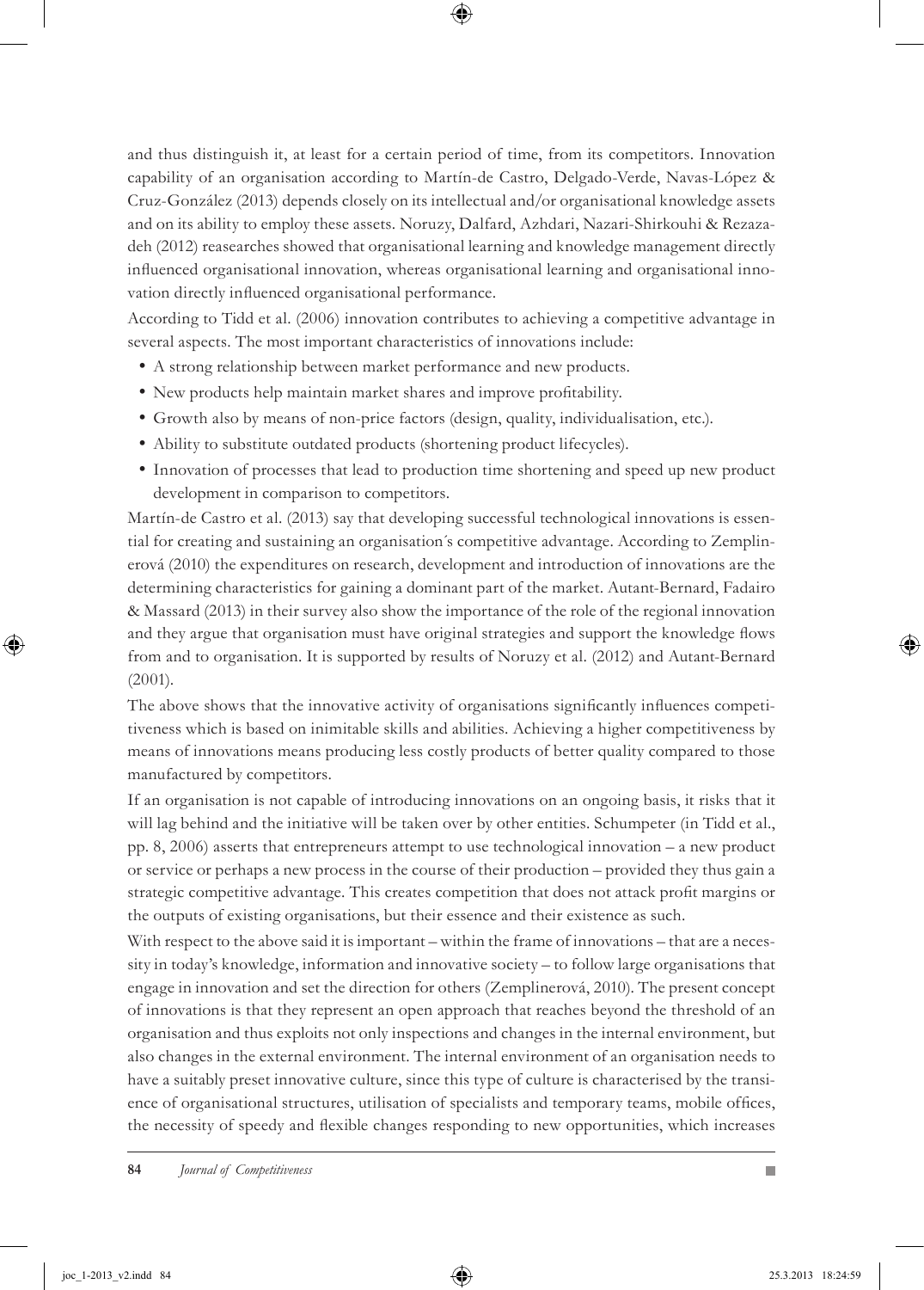and thus distinguish it, at least for a certain period of time, from its competitors. Innovation capability of an organisation according to Martín-de Castro, Delgado-Verde, Navas-López & Cruz-González (2013) depends closely on its intellectual and/or organisational knowledge assets and on its ability to employ these assets. Noruzy, Dalfard, Azhdari, Nazari-Shirkouhi & Rezazadeh (2012) reasearches showed that organisational learning and knowledge management directly influenced organisational innovation, whereas organisational learning and organisational innovation directly influenced organisational performance.

According to Tidd et al. (2006) innovation contributes to achieving a competitive advantage in several aspects. The most important characteristics of innovations include:

- A strong relationship between market performance and new products.
- New products help maintain market shares and improve profitability.
- Growth also by means of non-price factors (design, quality, individualisation, etc.).
- Ability to substitute outdated products (shortening product lifecycles).
- Innovation of processes that lead to production time shortening and speed up new product development in comparison to competitors.

Martín-de Castro et al. (2013) say that developing successful technological innovations is essential for creating and sustaining an organisation´s competitive advantage. According to Zemplinerová (2010) the expenditures on research, development and introduction of innovations are the determining characteristics for gaining a dominant part of the market. Autant-Bernard, Fadairo & Massard (2013) in their survey also show the importance of the role of the regional innovation and they argue that organisation must have original strategies and support the knowledge flows from and to organisation. It is supported by results of Noruzy et al. (2012) and Autant-Bernard (2001).

The above shows that the innovative activity of organisations significantly influences competitiveness which is based on inimitable skills and abilities. Achieving a higher competitiveness by means of innovations means producing less costly products of better quality compared to those manufactured by competitors.

If an organisation is not capable of introducing innovations on an ongoing basis, it risks that it will lag behind and the initiative will be taken over by other entities. Schumpeter (in Tidd et al., pp. 8, 2006) asserts that entrepreneurs attempt to use technological innovation – a new product or service or perhaps a new process in the course of their production – provided they thus gain a strategic competitive advantage. This creates competition that does not attack profit margins or the outputs of existing organisations, but their essence and their existence as such.

With respect to the above said it is important – within the frame of innovations – that are a necessity in today's knowledge, information and innovative society – to follow large organisations that engage in innovation and set the direction for others (Zemplinerová, 2010). The present concept of innovations is that they represent an open approach that reaches beyond the threshold of an organisation and thus exploits not only inspections and changes in the internal environment, but also changes in the external environment. The internal environment of an organisation needs to have a suitably preset innovative culture, since this type of culture is characterised by the transience of organisational structures, utilisation of specialists and temporary teams, mobile offices, the necessity of speedy and flexible changes responding to new opportunities, which increases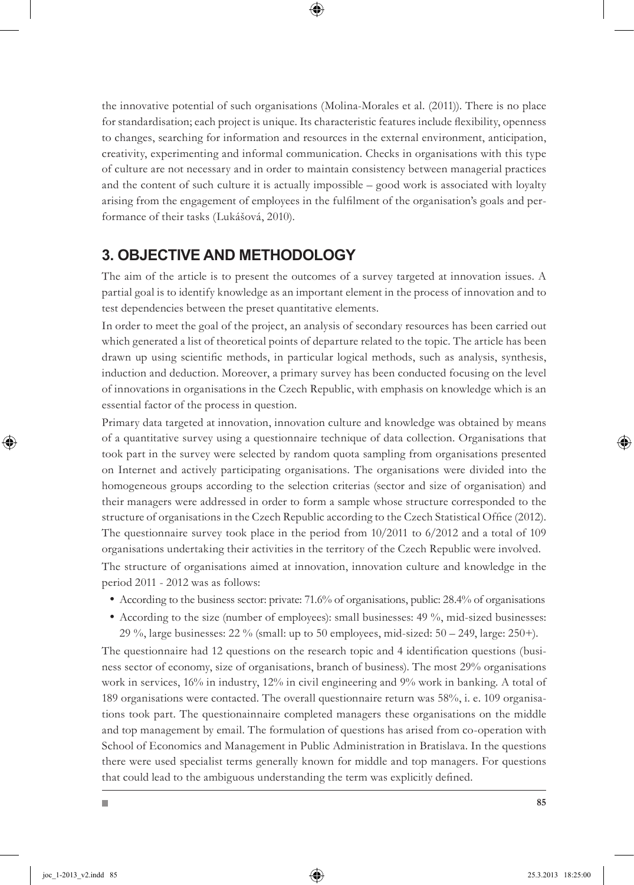the innovative potential of such organisations (Molina-Morales et al. (2011)). There is no place for standardisation; each project is unique. Its characteristic features include flexibility, openness to changes, searching for information and resources in the external environment, anticipation, creativity, experimenting and informal communication. Checks in organisations with this type of culture are not necessary and in order to maintain consistency between managerial practices and the content of such culture it is actually impossible – good work is associated with loyalty arising from the engagement of employees in the fulfilment of the organisation's goals and performance of their tasks (Lukášová, 2010).

## 3. OBJECTIVE AND METHODOLOGY

The aim of the article is to present the outcomes of a survey targeted at innovation issues. A partial goal is to identify knowledge as an important element in the process of innovation and to test dependencies between the preset quantitative elements.

In order to meet the goal of the project, an analysis of secondary resources has been carried out which generated a list of theoretical points of departure related to the topic. The article has been drawn up using scientific methods, in particular logical methods, such as analysis, synthesis, induction and deduction. Moreover, a primary survey has been conducted focusing on the level of innovations in organisations in the Czech Republic, with emphasis on knowledge which is an essential factor of the process in question.

Primary data targeted at innovation, innovation culture and knowledge was obtained by means of a quantitative survey using a questionnaire technique of data collection. Organisations that took part in the survey were selected by random quota sampling from organisations presented on Internet and actively participating organisations. The organisations were divided into the homogeneous groups according to the selection criterias (sector and size of organisation) and their managers were addressed in order to form a sample whose structure corresponded to the structure of organisations in the Czech Republic according to the Czech Statistical Office (2012). The questionnaire survey took place in the period from 10/2011 to 6/2012 and a total of 109 organisations undertaking their activities in the territory of the Czech Republic were involved.

The structure of organisations aimed at innovation, innovation culture and knowledge in the period 2011 - 2012 was as follows:

- According to the business sector: private: 71.6% of organisations, public: 28.4% of organisations
- According to the size (number of employees): small businesses: 49 %, mid-sized businesses: 29 %, large businesses: 22 % (small: up to 50 employees, mid-sized: 50 – 249, large: 250+).

The questionnaire had 12 questions on the research topic and 4 identification questions (business sector of economy, size of organisations, branch of business). The most 29% organisations work in services, 16% in industry, 12% in civil engineering and 9% work in banking. A total of 189 organisations were contacted. The overall questionnaire return was 58%, i. e. 109 organisations took part. The questionainnaire completed managers these organisations on the middle and top management by email. The formulation of questions has arised from co-operation with School of Economics and Management in Public Administration in Bratislava. In the questions there were used specialist terms generally known for middle and top managers. For questions that could lead to the ambiguous understanding the term was explicitly defined.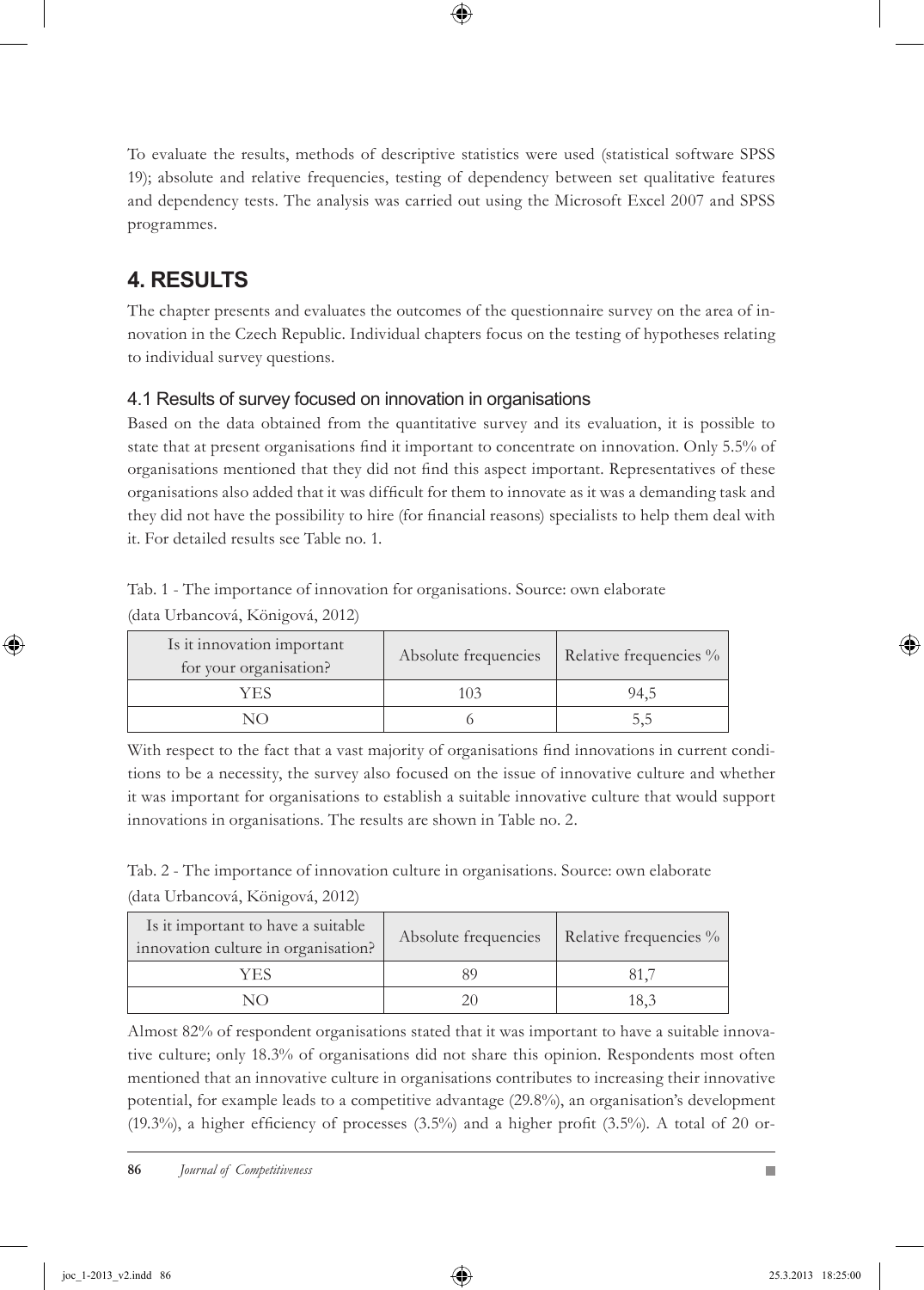To evaluate the results, methods of descriptive statistics were used (statistical software SPSS 19); absolute and relative frequencies, testing of dependency between set qualitative features and dependency tests. The analysis was carried out using the Microsoft Excel 2007 and SPSS programmes.

## 4. RESULTS

The chapter presents and evaluates the outcomes of the questionnaire survey on the area of innovation in the Czech Republic. Individual chapters focus on the testing of hypotheses relating to individual survey questions.

### 4.1 Results of survey focused on innovation in organisations

Based on the data obtained from the quantitative survey and its evaluation, it is possible to state that at present organisations find it important to concentrate on innovation. Only 5.5% of organisations mentioned that they did not find this aspect important. Representatives of these organisations also added that it was difficult for them to innovate as it was a demanding task and they did not have the possibility to hire (for financial reasons) specialists to help them deal with it. For detailed results see Table no. 1.

Tab. 1 - The importance of innovation for organisations. Source: own elaborate (data Urbancová, Königová, 2012)

| Is it innovation important for your organisation? | Absolute frequencies | Relative frequencies % |
|---|---|---|
| YES | 103 | 94,5 |
| NO | 6 | 5,5 |

With respect to the fact that a vast majority of organisations find innovations in current conditions to be a necessity, the survey also focused on the issue of innovative culture and whether it was important for organisations to establish a suitable innovative culture that would support innovations in organisations. The results are shown in Table no. 2.

Tab. 2 - The importance of innovation culture in organisations. Source: own elaborate (data Urbancová, Königová, 2012)

| Is it important to have a suitable innovation culture in organisation? | Absolute frequencies | Relative frequencies % |
|---|---|---|
| YES | 89 | 81,7 |
| NO | 20 | 18,3 |

Almost 82% of respondent organisations stated that it was important to have a suitable innovative culture; only 18.3% of organisations did not share this opinion. Respondents most often mentioned that an innovative culture in organisations contributes to increasing their innovative potential, for example leads to a competitive advantage (29.8%), an organisation's development (19.3%), a higher efficiency of processes (3.5%) and a higher profit (3.5%). A total of 20 or-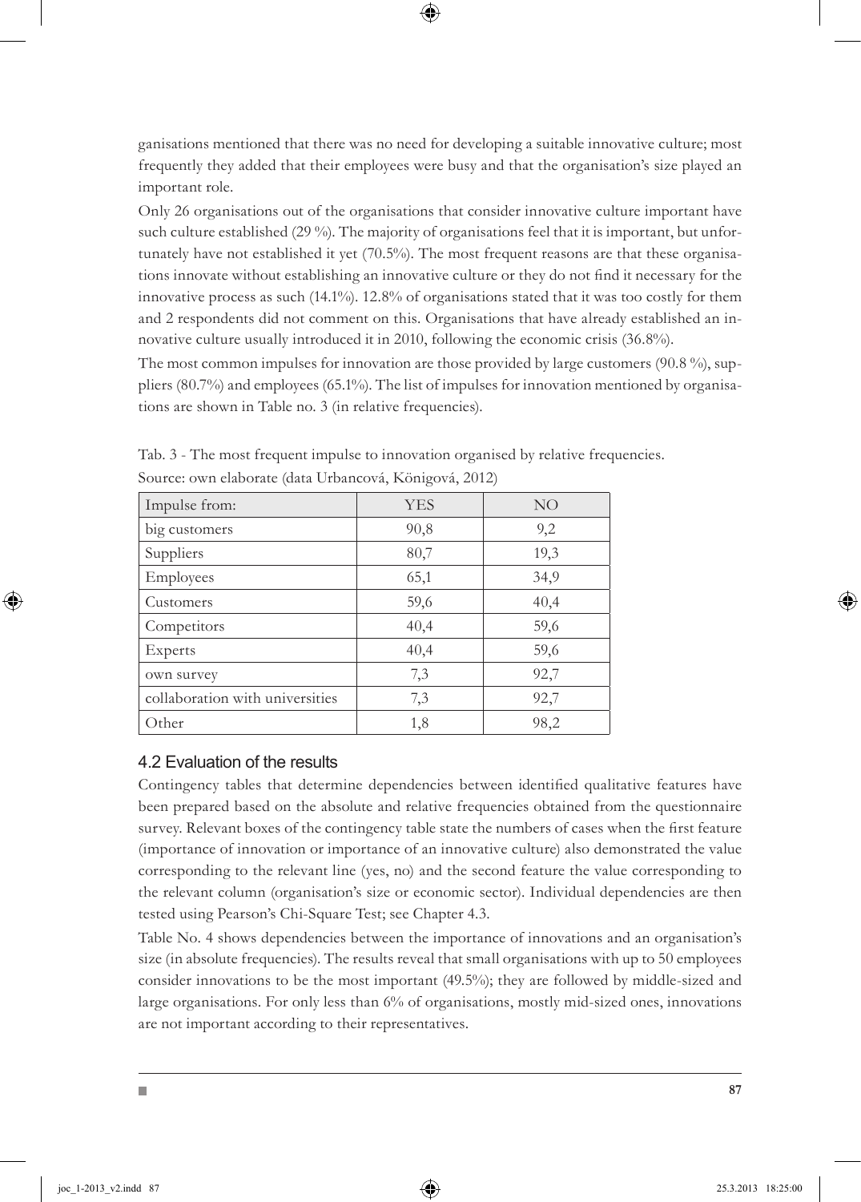ganisations mentioned that there was no need for developing a suitable innovative culture; most frequently they added that their employees were busy and that the organisation's size played an important role.

Only 26 organisations out of the organisations that consider innovative culture important have such culture established (29 %). The majority of organisations feel that it is important, but unfortunately have not established it yet (70.5%). The most frequent reasons are that these organisations innovate without establishing an innovative culture or they do not find it necessary for the innovative process as such (14.1%). 12.8% of organisations stated that it was too costly for them and 2 respondents did not comment on this. Organisations that have already established an innovative culture usually introduced it in 2010, following the economic crisis (36.8%).

The most common impulses for innovation are those provided by large customers (90.8 %), suppliers (80.7%) and employees (65.1%). The list of impulses for innovation mentioned by organisations are shown in Table no. 3 (in relative frequencies).

Tab. 3 - The most frequent impulse to innovation organised by relative frequencies.
Source: own elaborate (data Urbancová, Königová, 2012)

| Impulse from: | YES | NO |
|---|---|---|
| big customers | 90,8 | 9,2 |
| Suppliers | 80,7 | 19,3 |
| Employees | 65,1 | 34,9 |
| Customers | 59,6 | 40,4 |
| Competitors | 40,4 | 59,6 |
| Experts | 40,4 | 59,6 |
| own survey | 7,3 | 92,7 |
| collaboration with universities | 7,3 | 92,7 |
| Other | 1,8 | 98,2 |

## 4.2 Evaluation of the results

Contingency tables that determine dependencies between identified qualitative features have been prepared based on the absolute and relative frequencies obtained from the questionnaire survey. Relevant boxes of the contingency table state the numbers of cases when the first feature (importance of innovation or importance of an innovative culture) also demonstrated the value corresponding to the relevant line (yes, no) and the second feature the value corresponding to the relevant column (organisation's size or economic sector). Individual dependencies are then tested using Pearson's Chi-Square Test; see Chapter 4.3.

Table No. 4 shows dependencies between the importance of innovations and an organisation's size (in absolute frequencies). The results reveal that small organisations with up to 50 employees consider innovations to be the most important (49.5%); they are followed by middle-sized and large organisations. For only less than 6% of organisations, mostly mid-sized ones, innovations are not important according to their representatives.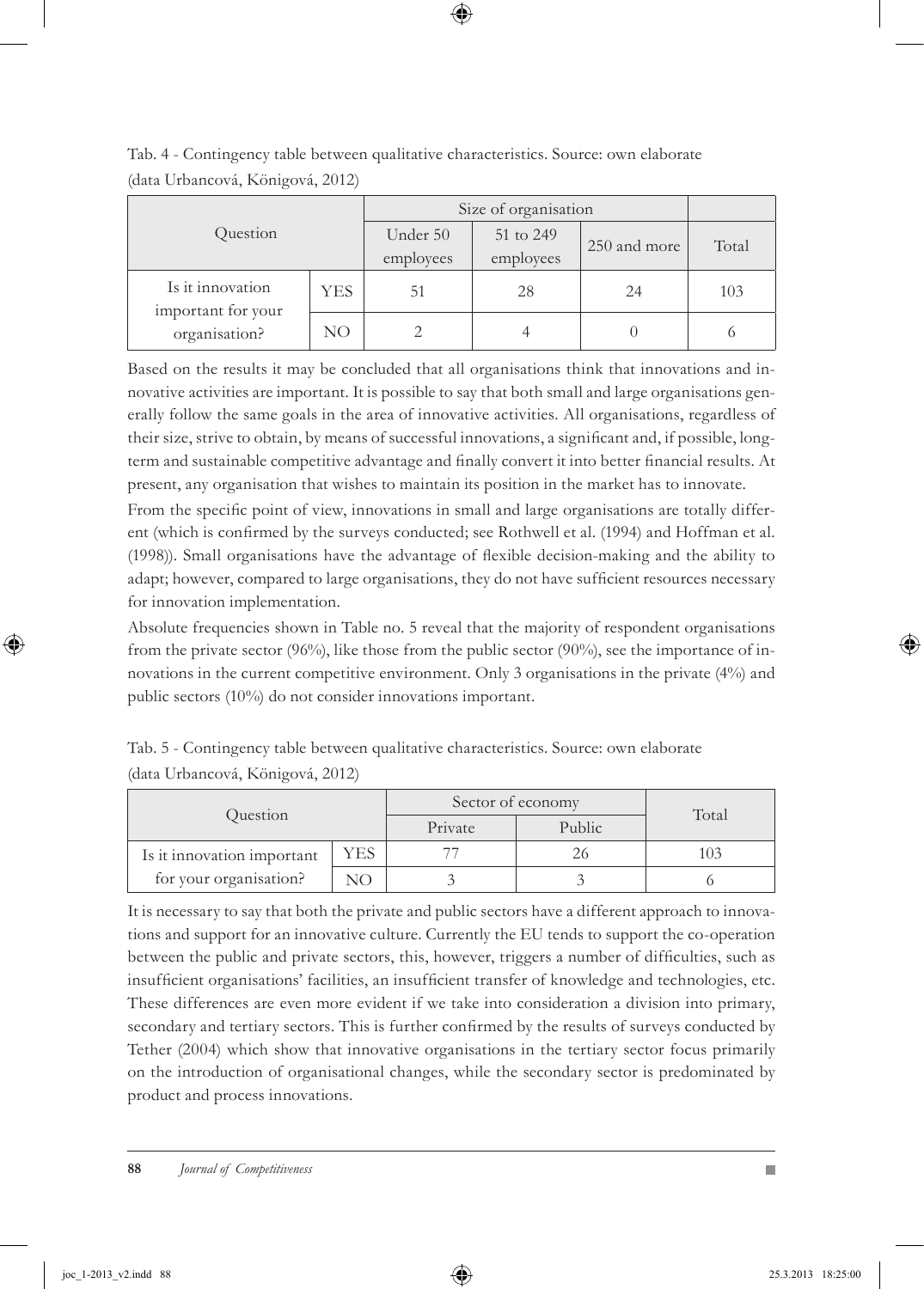Tab. 4 - Contingency table between qualitative characteristics. Source: own elaborate (data Urbancová, Königová, 2012)

| Question | | Size of organisation | | | Total |
|---|---|---|---|---|---|
| | | Under 50 employees | 51 to 249 employees | 250 and more | |
| Is it innovation important for your organisation? | YES | 51 | 28 | 24 | 103 |
| | NO | 2 | 4 | 0 | 6 |

Based on the results it may be concluded that all organisations think that innovations and innovative activities are important. It is possible to say that both small and large organisations generally follow the same goals in the area of innovative activities. All organisations, regardless of their size, strive to obtain, by means of successful innovations, a significant and, if possible, long-term and sustainable competitive advantage and finally convert it into better financial results. At present, any organisation that wishes to maintain its position in the market has to innovate.

From the specific point of view, innovations in small and large organisations are totally different (which is confirmed by the surveys conducted; see Rothwell et al. (1994) and Hoffman et al. (1998)). Small organisations have the advantage of flexible decision-making and the ability to adapt; however, compared to large organisations, they do not have sufficient resources necessary for innovation implementation.

Absolute frequencies shown in Table no. 5 reveal that the majority of respondent organisations from the private sector (96%), like those from the public sector (90%), see the importance of innovations in the current competitive environment. Only 3 organisations in the private (4%) and public sectors (10%) do not consider innovations important.

Tab. 5 - Contingency table between qualitative characteristics. Source: own elaborate (data Urbancová, Königová, 2012)

| Question | | Sector of economy | | Total |
|---|---|---|---|---|
| | | Private | Public | |
| Is it innovation important for your organisation? | YES | 77 | 26 | 103 |
| | NO | 3 | 3 | 6 |

It is necessary to say that both the private and public sectors have a different approach to innovations and support for an innovative culture. Currently the EU tends to support the co-operation between the public and private sectors, this, however, triggers a number of difficulties, such as insufficient organisations' facilities, an insufficient transfer of knowledge and technologies, etc. These differences are even more evident if we take into consideration a division into primary, secondary and tertiary sectors. This is further confirmed by the results of surveys conducted by Tether (2004) which show that innovative organisations in the tertiary sector focus primarily on the introduction of organisational changes, while the secondary sector is predominated by product and process innovations.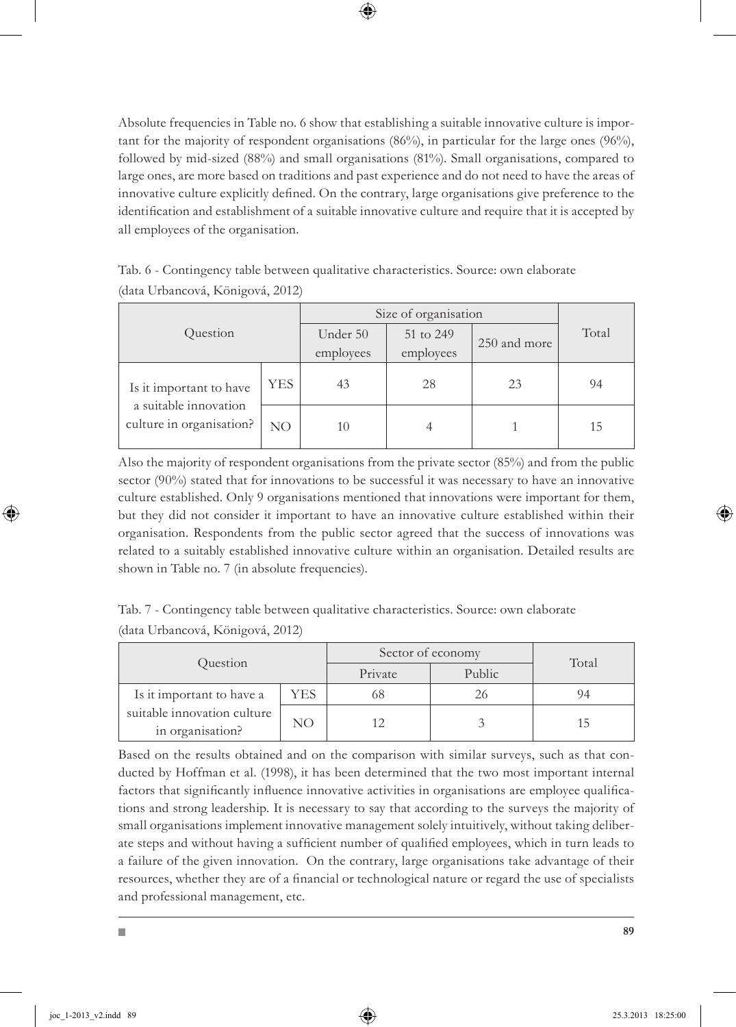Absolute frequencies in Table no. 6 show that establishing a suitable innovative culture is important for the majority of respondent organisations (86%), in particular for the large ones (96%), followed by mid-sized (88%) and small organisations (81%). Small organisations, compared to large ones, are more based on traditions and past experience and do not need to have the areas of innovative culture explicitly defined. On the contrary, large organisations give preference to the identification and establishment of a suitable innovative culture and require that it is accepted by all employees of the organisation.

Tab. 6 - Contingency table between qualitative characteristics. Source: own elaborate (data Urbancová, Königová, 2012)

| Question | | Size of organisation | | | Total |
|---|---|---|---|---|---|
| | | Under 50 employees | 51 to 249 employees | 250 and more | |
| Is it important to have a suitable innovation culture in organisation? | YES | 43 | 28 | 23 | 94 |
| | NO | 10 | 4 | 1 | 15 |

Also the majority of respondent organisations from the private sector (85%) and from the public sector (90%) stated that for innovations to be successful it was necessary to have an innovative culture established. Only 9 organisations mentioned that innovations were important for them, but they did not consider it important to have an innovative culture established within their organisation. Respondents from the public sector agreed that the success of innovations was related to a suitably established innovative culture within an organisation. Detailed results are shown in Table no. 7 (in absolute frequencies).

Tab. 7 - Contingency table between qualitative characteristics. Source: own elaborate (data Urbancová, Königová, 2012)

| Question | | Sector of economy | | Total |
|---|---|---|---|---|
| | | Private | Public | |
| Is it important to have a suitable innovation culture in organisation? | YES | 68 | 26 | 94 |
| | NO | 12 | 3 | 15 |

Based on the results obtained and on the comparison with similar surveys, such as that conducted by Hoffman et al. (1998), it has been determined that the two most important internal factors that significantly influence innovative activities in organisations are employee qualifications and strong leadership. It is necessary to say that according to the surveys the majority of small organisations implement innovative management solely intuitively, without taking deliberate steps and without having a sufficient number of qualified employees, which in turn leads to a failure of the given innovation. On the contrary, large organisations take advantage of their resources, whether they are of a financial or technological nature or regard the use of specialists and professional management, etc.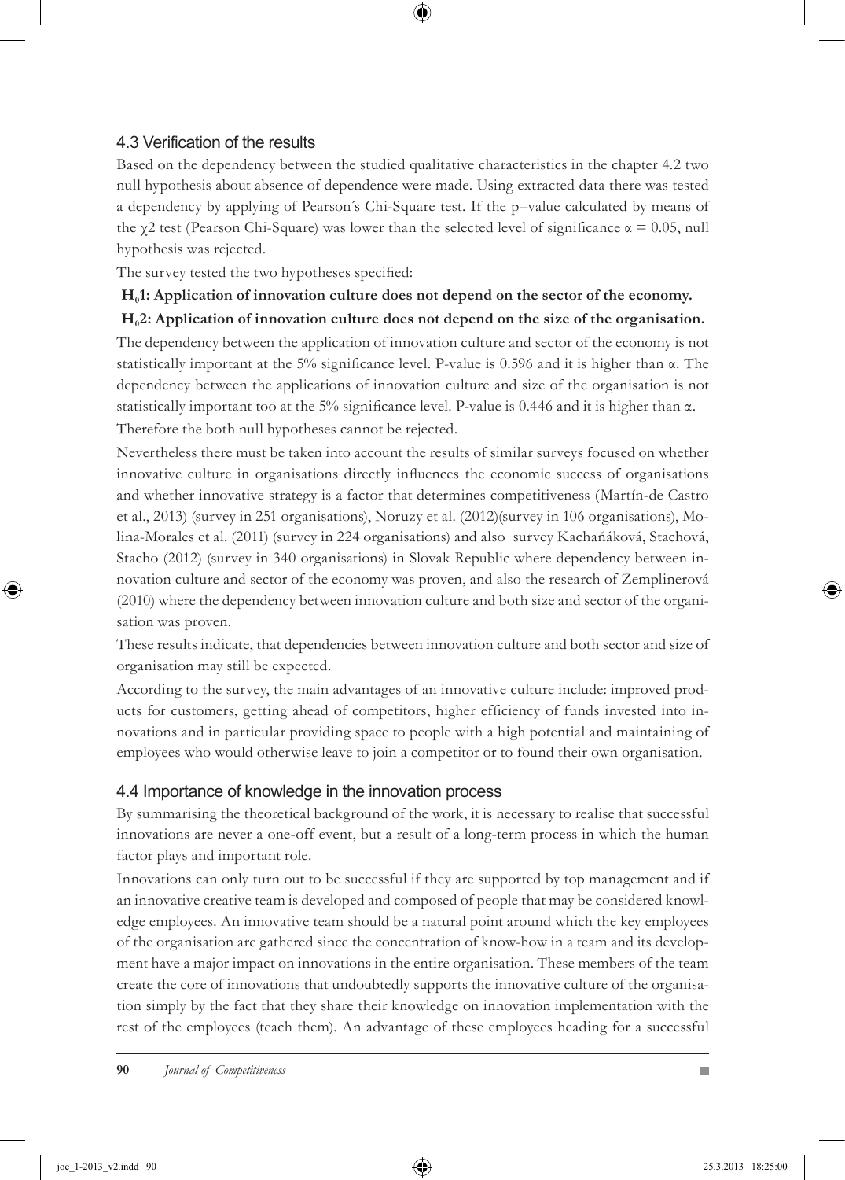## 4.3 Verification of the results

Based on the dependency between the studied qualitative characteristics in the chapter 4.2 two null hypothesis about absence of dependence were made. Using extracted data there was tested a dependency by applying of Pearson´s Chi-Square test. If the p–value calculated by means of the $\chi 2$ test (Pearson Chi-Square) was lower than the selected level of significance $\alpha = 0.05$, null hypothesis was rejected.

The survey tested the two hypotheses specified:

**$H_0$1: Application of innovation culture does not depend on the sector of the economy.**

**$H_0$2: Application of innovation culture does not depend on the size of the organisation.**

The dependency between the application of innovation culture and sector of the economy is not statistically important at the 5% significance level. P-value is 0.596 and it is higher than $\alpha$. The dependency between the applications of innovation culture and size of the organisation is not statistically important too at the 5% significance level. P-value is 0.446 and it is higher than $\alpha$. Therefore the both null hypotheses cannot be rejected.

Nevertheless there must be taken into account the results of similar surveys focused on whether innovative culture in organisations directly influences the economic success of organisations and whether innovative strategy is a factor that determines competitiveness (Martín-de Castro et al., 2013) (survey in 251 organisations), Noruzy et al. (2012)(survey in 106 organisations), Molina-Morales et al. (2011) (survey in 224 organisations) and also survey Kachaňáková, Stachová, Stacho (2012) (survey in 340 organisations) in Slovak Republic where dependency between innovation culture and sector of the economy was proven, and also the research of Zemplinerová (2010) where the dependency between innovation culture and both size and sector of the organisation was proven.

These results indicate, that dependencies between innovation culture and both sector and size of organisation may still be expected.

According to the survey, the main advantages of an innovative culture include: improved products for customers, getting ahead of competitors, higher efficiency of funds invested into innovations and in particular providing space to people with a high potential and maintaining of employees who would otherwise leave to join a competitor or to found their own organisation.

## 4.4 Importance of knowledge in the innovation process

By summarising the theoretical background of the work, it is necessary to realise that successful innovations are never a one-off event, but a result of a long-term process in which the human factor plays and important role.

Innovations can only turn out to be successful if they are supported by top management and if an innovative creative team is developed and composed of people that may be considered knowledge employees. An innovative team should be a natural point around which the key employees of the organisation are gathered since the concentration of know-how in a team and its development have a major impact on innovations in the entire organisation. These members of the team create the core of innovations that undoubtedly supports the innovative culture of the organisation simply by the fact that they share their knowledge on innovation implementation with the rest of the employees (teach them). An advantage of these employees heading for a successful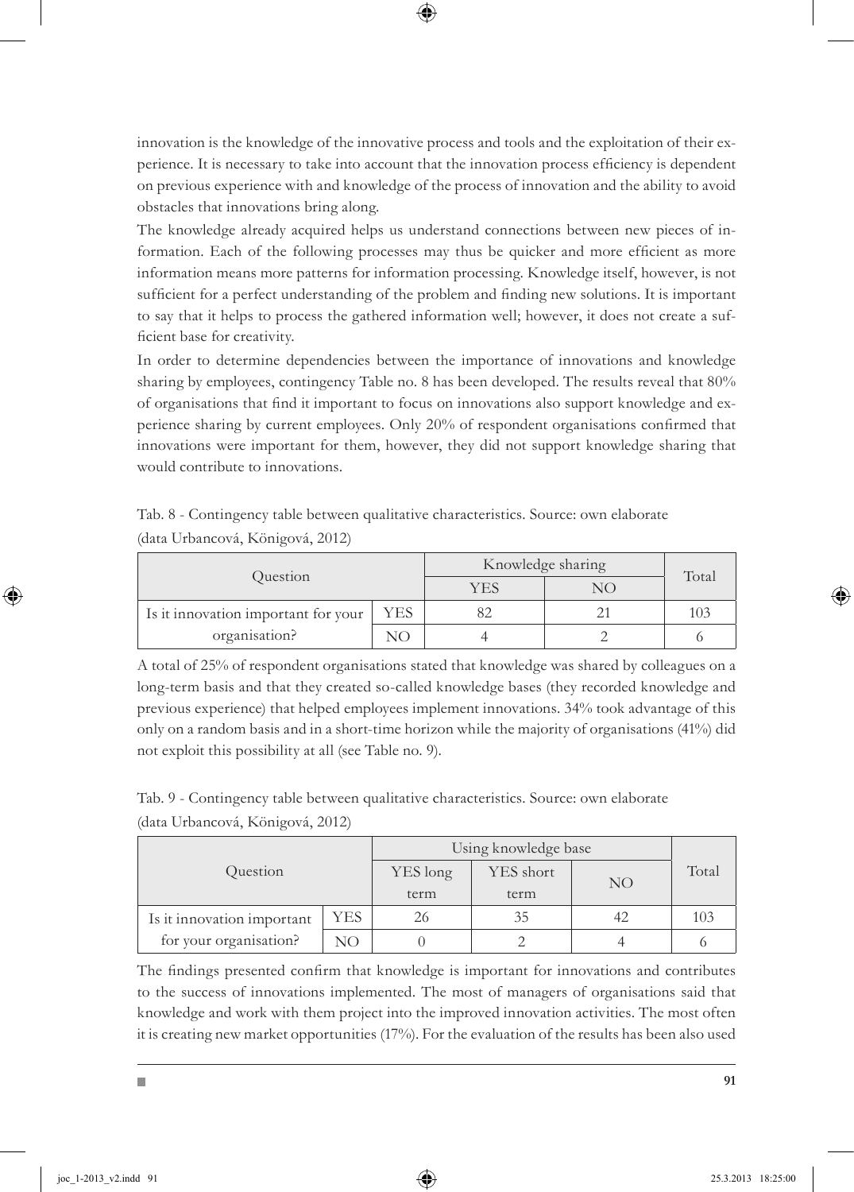innovation is the knowledge of the innovative process and tools and the exploitation of their experience. It is necessary to take into account that the innovation process efficiency is dependent on previous experience with and knowledge of the process of innovation and the ability to avoid obstacles that innovations bring along.

The knowledge already acquired helps us understand connections between new pieces of information. Each of the following processes may thus be quicker and more efficient as more information means more patterns for information processing. Knowledge itself, however, is not sufficient for a perfect understanding of the problem and finding new solutions. It is important to say that it helps to process the gathered information well; however, it does not create a sufficient base for creativity.

In order to determine dependencies between the importance of innovations and knowledge sharing by employees, contingency Table no. 8 has been developed. The results reveal that 80% of organisations that find it important to focus on innovations also support knowledge and experience sharing by current employees. Only 20% of respondent organisations confirmed that innovations were important for them, however, they did not support knowledge sharing that would contribute to innovations.

Tab. 8 - Contingency table between qualitative characteristics. Source: own elaborate (data Urbancová, Königová, 2012)

| Question | | Knowledge sharing | | Total |
|---|---|---|---|---|
| | | YES | NO | |
| Is it innovation important for your organisation? | YES | 82 | 21 | 103 |
| | NO | 4 | 2 | 6 |

A total of 25% of respondent organisations stated that knowledge was shared by colleagues on a long-term basis and that they created so-called knowledge bases (they recorded knowledge and previous experience) that helped employees implement innovations. 34% took advantage of this only on a random basis and in a short-time horizon while the majority of organisations (41%) did not exploit this possibility at all (see Table no. 9).

Tab. 9 - Contingency table between qualitative characteristics. Source: own elaborate (data Urbancová, Königová, 2012)

| Question | | Using knowledge base | | | Total |
|---|---|---|---|---|---|
| | | YES long term | YES short term | NO | |
| Is it innovation important for your organisation? | YES | 26 | 35 | 42 | 103 |
| | NO | 0 | 2 | 4 | 6 |

The findings presented confirm that knowledge is important for innovations and contributes to the success of innovations implemented. The most of managers of organisations said that knowledge and work with them project into the improved innovation activities. The most often it is creating new market opportunities (17%). For the evaluation of the results has been also used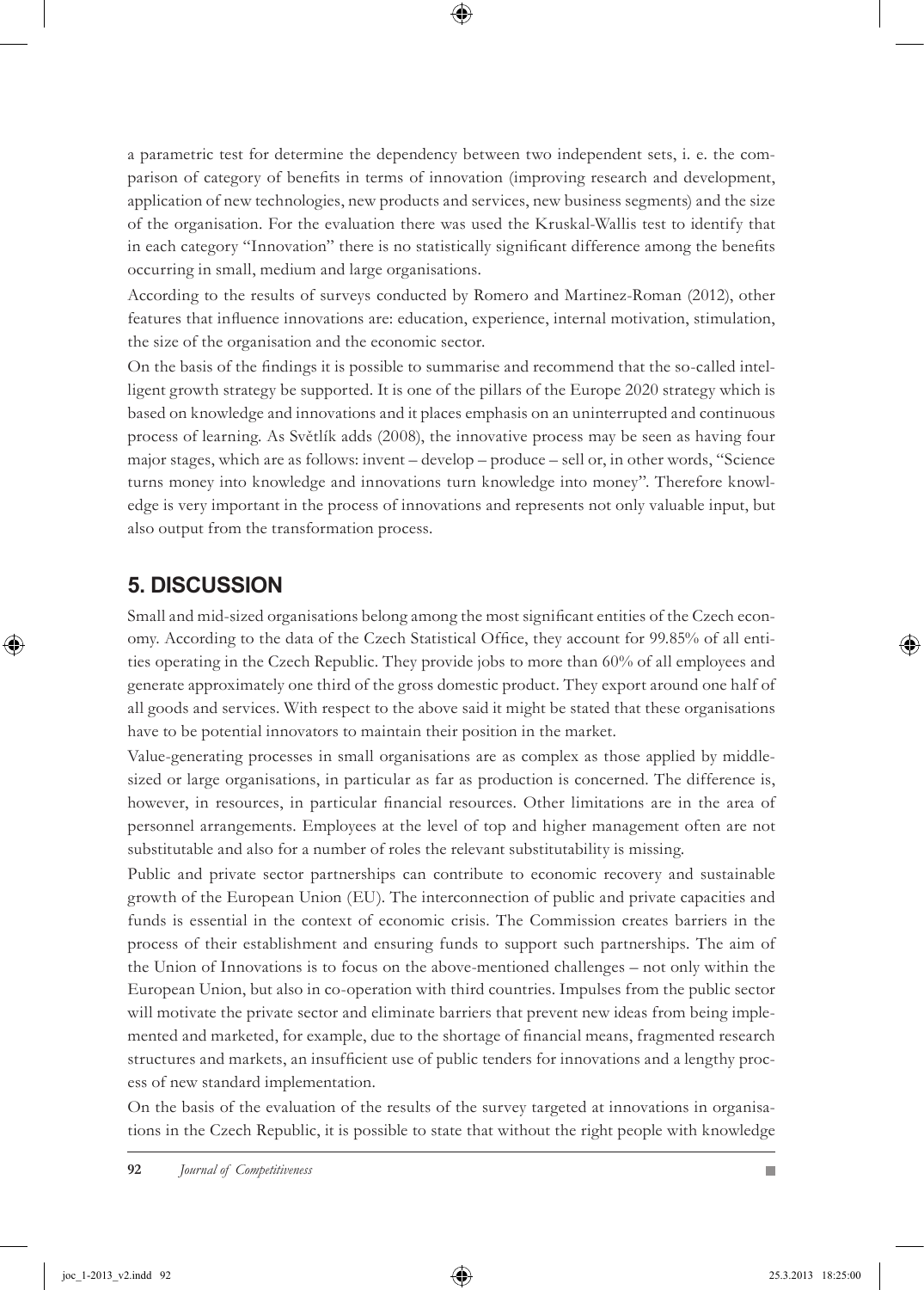a parametric test for determine the dependency between two independent sets, i. e. the comparison of category of benefits in terms of innovation (improving research and development, application of new technologies, new products and services, new business segments) and the size of the organisation. For the evaluation there was used the Kruskal-Wallis test to identify that in each category "Innovation" there is no statistically significant difference among the benefits occurring in small, medium and large organisations.

According to the results of surveys conducted by Romero and Martinez-Roman (2012), other features that influence innovations are: education, experience, internal motivation, stimulation, the size of the organisation and the economic sector.

On the basis of the findings it is possible to summarise and recommend that the so-called intelligent growth strategy be supported. It is one of the pillars of the Europe 2020 strategy which is based on knowledge and innovations and it places emphasis on an uninterrupted and continuous process of learning. As Světlík adds (2008), the innovative process may be seen as having four major stages, which are as follows: invent – develop – produce – sell or, in other words, "Science turns money into knowledge and innovations turn knowledge into money". Therefore knowledge is very important in the process of innovations and represents not only valuable input, but also output from the transformation process.

## 5. DISCUSSION

Small and mid-sized organisations belong among the most significant entities of the Czech economy. According to the data of the Czech Statistical Office, they account for 99.85% of all entities operating in the Czech Republic. They provide jobs to more than 60% of all employees and generate approximately one third of the gross domestic product. They export around one half of all goods and services. With respect to the above said it might be stated that these organisations have to be potential innovators to maintain their position in the market.

Value-generating processes in small organisations are as complex as those applied by middle-sized or large organisations, in particular as far as production is concerned. The difference is, however, in resources, in particular financial resources. Other limitations are in the area of personnel arrangements. Employees at the level of top and higher management often are not substitutable and also for a number of roles the relevant substitutability is missing.

Public and private sector partnerships can contribute to economic recovery and sustainable growth of the European Union (EU). The interconnection of public and private capacities and funds is essential in the context of economic crisis. The Commission creates barriers in the process of their establishment and ensuring funds to support such partnerships. The aim of the Union of Innovations is to focus on the above-mentioned challenges – not only within the European Union, but also in co-operation with third countries. Impulses from the public sector will motivate the private sector and eliminate barriers that prevent new ideas from being implemented and marketed, for example, due to the shortage of financial means, fragmented research structures and markets, an insufficient use of public tenders for innovations and a lengthy process of new standard implementation.

On the basis of the evaluation of the results of the survey targeted at innovations in organisations in the Czech Republic, it is possible to state that without the right people with knowledge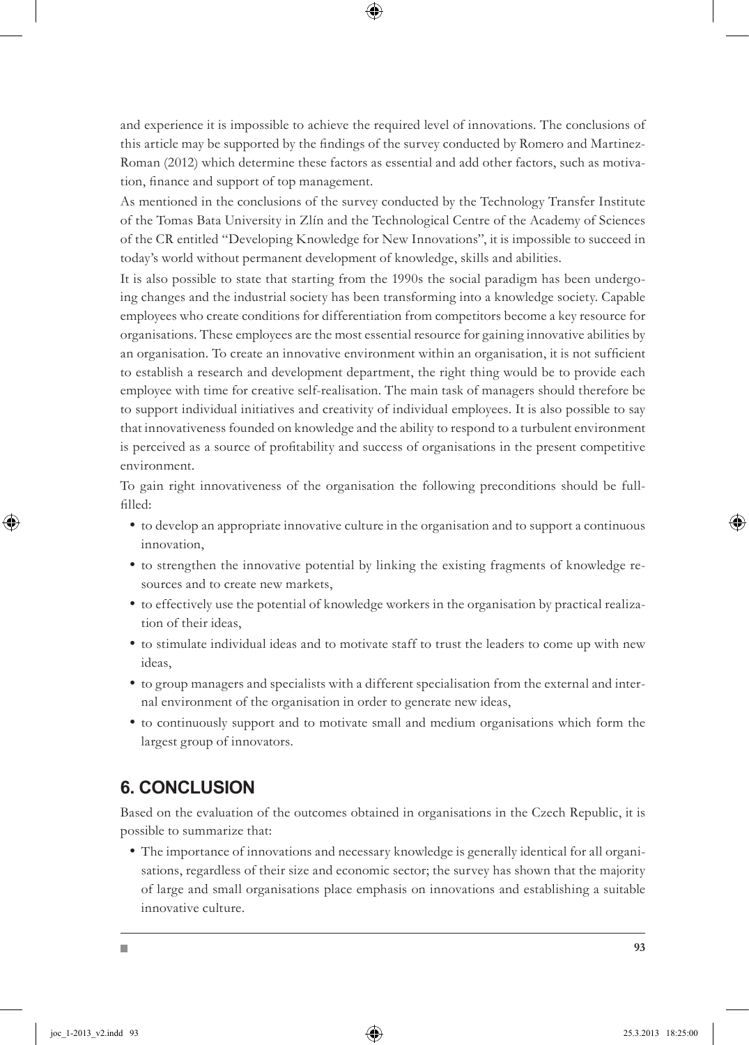and experience it is impossible to achieve the required level of innovations. The conclusions of this article may be supported by the findings of the survey conducted by Romero and Martinez-Roman (2012) which determine these factors as essential and add other factors, such as motivation, finance and support of top management.

As mentioned in the conclusions of the survey conducted by the Technology Transfer Institute of the Tomas Bata University in Zlín and the Technological Centre of the Academy of Sciences of the CR entitled "Developing Knowledge for New Innovations", it is impossible to succeed in today's world without permanent development of knowledge, skills and abilities.

It is also possible to state that starting from the 1990s the social paradigm has been undergoing changes and the industrial society has been transforming into a knowledge society. Capable employees who create conditions for differentiation from competitors become a key resource for organisations. These employees are the most essential resource for gaining innovative abilities by an organisation. To create an innovative environment within an organisation, it is not sufficient to establish a research and development department, the right thing would be to provide each employee with time for creative self-realisation. The main task of managers should therefore be to support individual initiatives and creativity of individual employees. It is also possible to say that innovativeness founded on knowledge and the ability to respond to a turbulent environment is perceived as a source of profitability and success of organisations in the present competitive environment.

To gain right innovativeness of the organisation the following preconditions should be fullfilled:

- to develop an appropriate innovative culture in the organisation and to support a continuous innovation,
- to strengthen the innovative potential by linking the existing fragments of knowledge resources and to create new markets,
- to effectively use the potential of knowledge workers in the organisation by practical realization of their ideas,
- to stimulate individual ideas and to motivate staff to trust the leaders to come up with new ideas,
- to group managers and specialists with a different specialisation from the external and internal environment of the organisation in order to generate new ideas,
- to continuously support and to motivate small and medium organisations which form the largest group of innovators.

## 6. CONCLUSION

Based on the evaluation of the outcomes obtained in organisations in the Czech Republic, it is possible to summarize that:

- The importance of innovations and necessary knowledge is generally identical for all organisations, regardless of their size and economic sector; the survey has shown that the majority of large and small organisations place emphasis on innovations and establishing a suitable innovative culture.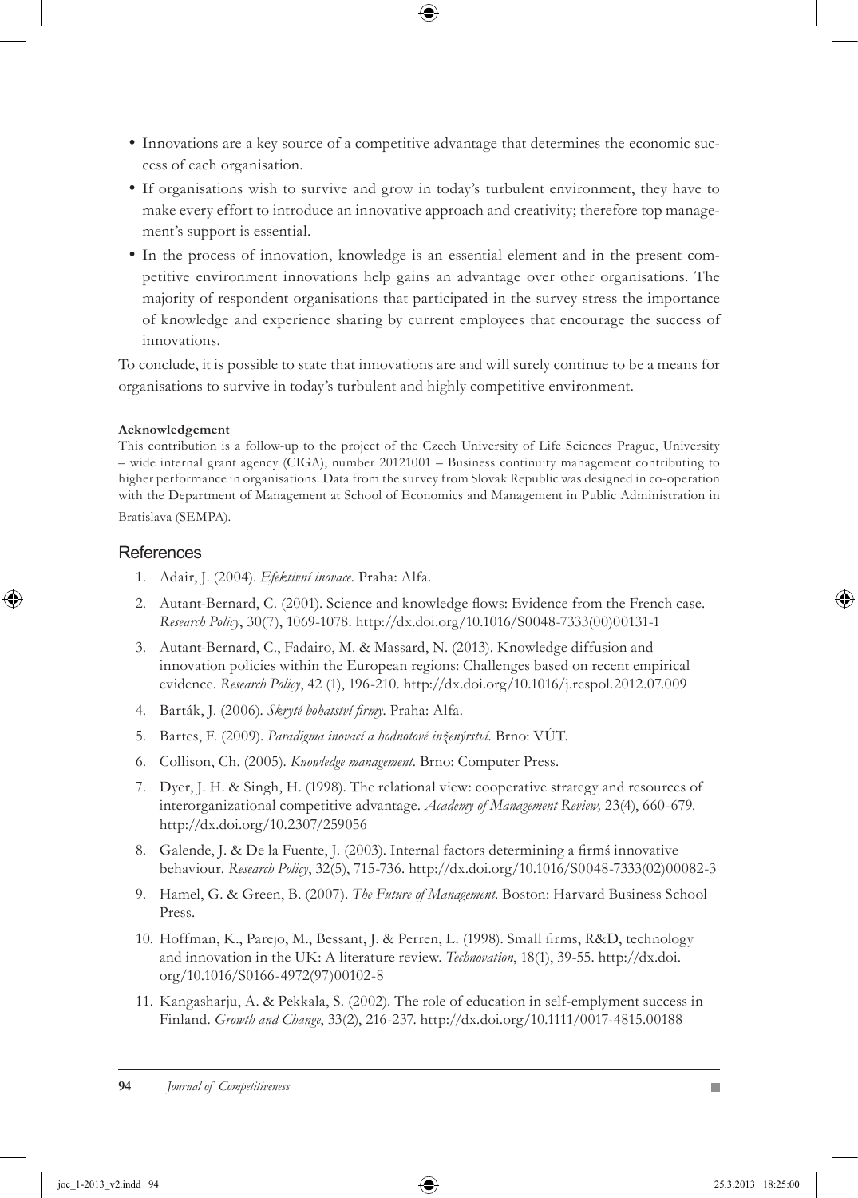- Innovations are a key source of a competitive advantage that determines the economic success of each organisation.
- If organisations wish to survive and grow in today's turbulent environment, they have to make every effort to introduce an innovative approach and creativity; therefore top management's support is essential.
- In the process of innovation, knowledge is an essential element and in the present competitive environment innovations help gains an advantage over other organisations. The majority of respondent organisations that participated in the survey stress the importance of knowledge and experience sharing by current employees that encourage the success of innovations.

To conclude, it is possible to state that innovations are and will surely continue to be a means for organisations to survive in today's turbulent and highly competitive environment.

**Acknowledgement**

This contribution is a follow-up to the project of the Czech University of Life Sciences Prague, University – wide internal grant agency (CIGA), number 20121001 – Business continuity management contributing to higher performance in organisations. Data from the survey from Slovak Republic was designed in co-operation with the Department of Management at School of Economics and Management in Public Administration in Bratislava (SEMPA).

## References

1. Adair, J. (2004). *Efektivní inovace*. Praha: Alfa.
2. Autant-Bernard, C. (2001). Science and knowledge flows: Evidence from the French case. *Research Policy*, 30(7), 1069-1078. http://dx.doi.org/10.1016/S0048-7333(00)00131-1
3. Autant-Bernard, C., Fadairo, M. & Massard, N. (2013). Knowledge diffusion and innovation policies within the European regions: Challenges based on recent empirical evidence. *Research Policy*, 42 (1), 196-210. http://dx.doi.org/10.1016/j.respol.2012.07.009
4. Barták, J. (2006). *Skryté bohatství firmy*. Praha: Alfa.
5. Bartes, F. (2009). *Paradigma inovací a hodnotové inženýrství*. Brno: VÚT.
6. Collison, Ch. (2005). *Knowledge management*. Brno: Computer Press.
7. Dyer, J. H. & Singh, H. (1998). The relational view: cooperative strategy and resources of interorganizational competitive advantage. *Academy of Management Review,* 23(4), 660-679. http://dx.doi.org/10.2307/259056
8. Galende, J. & De la Fuente, J. (2003). Internal factors determining a firmś innovative behaviour. *Research Policy*, 32(5), 715-736. http://dx.doi.org/10.1016/S0048-7333(02)00082-3
9. Hamel, G. & Green, B. (2007). *The Future of Management*. Boston: Harvard Business School Press.
10. Hoffman, K., Parejo, M., Bessant, J. & Perren, L. (1998). Small firms, R&D, technology and innovation in the UK: A literature review. *Technovation*, 18(1), 39-55. http://dx.doi.org/10.1016/S0166-4972(97)00102-8
11. Kangasharju, A. & Pekkala, S. (2002). The role of education in self-emplyment success in Finland. *Growth and Change*, 33(2), 216-237. http://dx.doi.org/10.1111/0017-4815.00188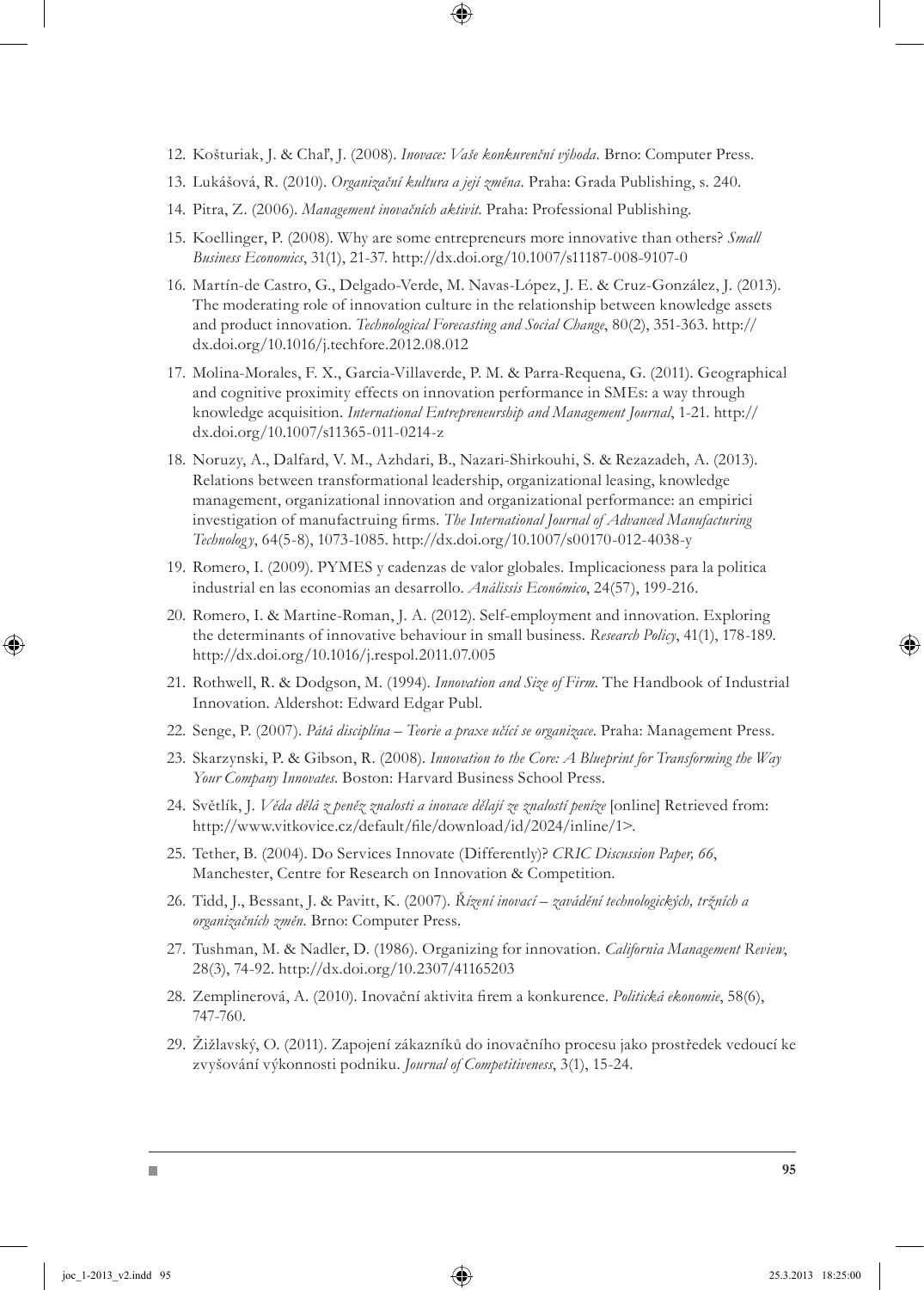12. Košturiak, J. & Chaľ, J. (2008). *Inovace: Vaše konkurenční výhoda*. Brno: Computer Press.
13. Lukášová, R. (2010). *Organizační kultura a její změna*. Praha: Grada Publishing, s. 240.
14. Pitra, Z. (2006). *Management inovačních aktivit*. Praha: Professional Publishing.
15. Koellinger, P. (2008). Why are some entrepreneurs more innovative than others? *Small Business Economics*, 31(1), 21-37. http://dx.doi.org/10.1007/s11187-008-9107-0
16. Martín-de Castro, G., Delgado-Verde, M. Navas-López, J. E. & Cruz-González, J. (2013). The moderating role of innovation culture in the relationship between knowledge assets and product innovation. *Technological Forecasting and Social Change*, 80(2), 351-363. http://dx.doi.org/10.1016/j.techfore.2012.08.012
17. Molina-Morales, F. X., Garcia-Villaverde, P. M. & Parra-Requena, G. (2011). Geographical and cognitive proximity effects on innovation performance in SMEs: a way through knowledge acquisition. *International Entrepreneurship and Management Journal*, 1-21. http://dx.doi.org/10.1007/s11365-011-0214-z
18. Noruzy, A., Dalfard, V. M., Azhdari, B., Nazari-Shirkouhi, S. & Rezazadeh, A. (2013). Relations between transformational leadership, organizational leasing, knowledge management, organizational innovation and organizational performance: an empirici investigation of manufactruing firms. *The International Journal of Advanced Manufacturing Technology*, 64(5-8), 1073-1085. http://dx.doi.org/10.1007/s00170-012-4038-y
19. Romero, I. (2009). PYMES y cadenzas de valor globales. Implicacioness para la politica industrial en las economias an desarrollo. *Análissis Económico*, 24(57), 199-216.
20. Romero, I. & Martine-Roman, J. A. (2012). Self-employment and innovation. Exploring the determinants of innovative behaviour in small business. *Research Policy*, 41(1), 178-189. http://dx.doi.org/10.1016/j.respol.2011.07.005
21. Rothwell, R. & Dodgson, M. (1994). *Innovation and Size of Firm*. The Handbook of Industrial Innovation. Aldershot: Edward Edgar Publ.
22. Senge, P. (2007). *Pátá disciplína – Teorie a praxe učící se organizace*. Praha: Management Press.
23. Skarzynski, P. & Gibson, R. (2008). *Innovation to the Core: A Blueprint for Transforming the Way Your Company Innovates*. Boston: Harvard Business School Press.
24. Světlík, J. *Věda dělá z peněz znalosti a inovace dělají ze znalostí peníze* [online] Retrieved from: http://www.vitkovice.cz/default/file/download/id/2024/inline/1>.
25. Tether, B. (2004). Do Services Innovate (Differently)? *CRIC Discussion Paper, 66*, Manchester, Centre for Research on Innovation & Competition.
26. Tidd, J., Bessant, J. & Pavitt, K. (2007). *Řízení inovací – zavádění technologických, tržních a organizačních změn*. Brno: Computer Press.
27. Tushman, M. & Nadler, D. (1986). Organizing for innovation. *California Management Review*, 28(3), 74-92. http://dx.doi.org/10.2307/41165203
28. Zemplinerová, A. (2010). Inovační aktivita firem a konkurence. *Politická ekonomie*, 58(6), 747-760.
29. Žižlavský, O. (2011). Zapojení zákazníků do inovačního procesu jako prostředek vedoucí ke zvyšování výkonnosti podniku. *Journal of Competitiveness*, 3(1), 15-24.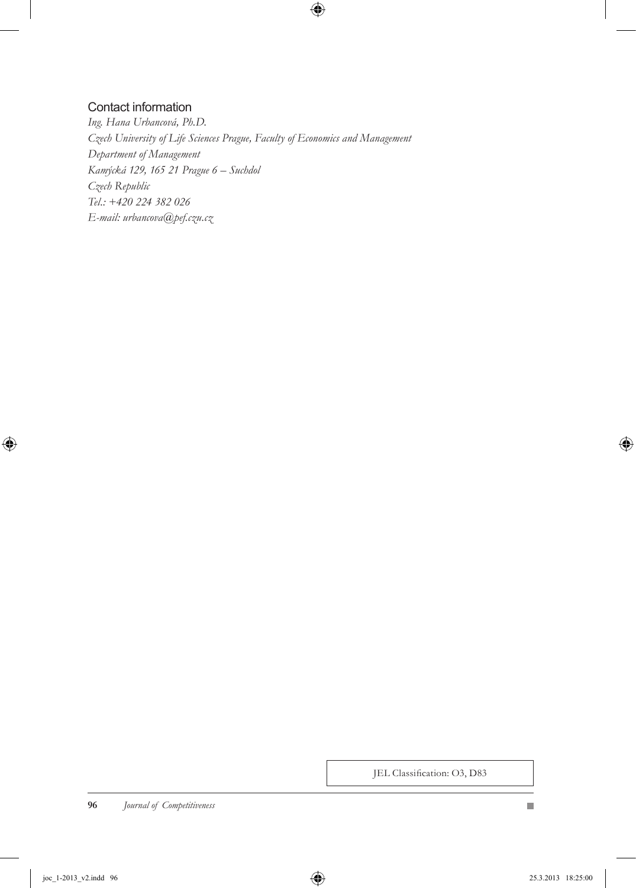## Contact information

*Ing. Hana Urbancová, Ph.D.*
*Czech University of Life Sciences Prague, Faculty of Economics and Management*
*Department of Management*
*Kamýcká 129, 165 21 Prague 6 – Suchdol*
*Czech Republic*
*Tel.: +420 224 382 026*
*E-mail: urbancova@pef.czu.cz*

JEL Classification: O3, D83